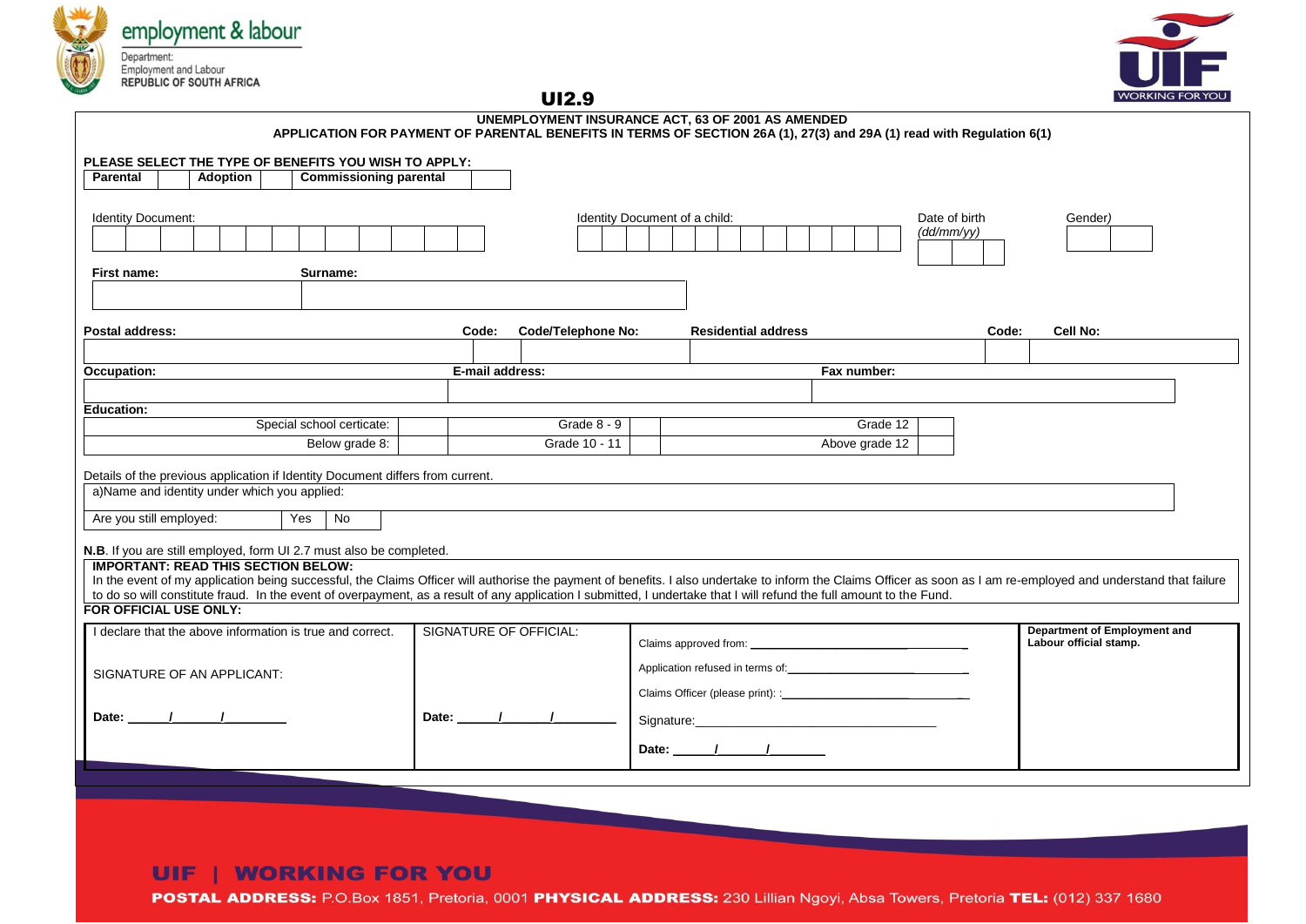employment & labour

Department:
Employment and Labour
REPUBLIC OF SOUTH AFRICA

UIF WORKING FOR YOU

# UI2.9

**UNEMPLOYMENT INSURANCE ACT, 63 OF 2001 AS AMENDED**

**APPLICATION FOR PAYMENT OF PARENTAL BENEFITS IN TERMS OF SECTION 26A (1), 27(3) and 29A (1) read with Regulation 6(1)**

**PLEASE SELECT THE TYPE OF BENEFITS YOU WISH TO APPLY:**

| **Parental** | | **Adoption** | | **Commissioning parental** | |
|---|---|---|---|---|---|

Identity Document: | Identity Document of a child: | Date of birth *(dd/mm/yy)* | Gender)

| **First name:** | **Surname:** |
|---|---|
| | |

| **Postal address:** | **Code:** | **Code/Telephone No:** | **Residential address** | **Code:** | **Cell No:** |
|---|---|---|---|---|---|
| | | | | | |

| **Occupation:** | **E-mail address:** | **Fax number:** |
|---|---|---|
| | | |

**Education:**

| Special school certicate: | | Grade 8 - 9 | | Grade 12 | |
|---|---|---|---|---|---|
| Below grade 8: | | Grade 10 - 11 | | Above grade 12 | |

Details of the previous application if Identity Document differs from current.

a)Name and identity under which you applied:

| Are you still employed: | Yes | No |
|---|---|---|

**N.B**. If you are still employed, form UI 2.7 must also be completed.

**IMPORTANT: READ THIS SECTION BELOW:**

In the event of my application being successful, the Claims Officer will authorise the payment of benefits. I also undertake to inform the Claims Officer as soon as I am re-employed and understand that failure to do so will constitute fraud. In the event of overpayment, as a result of any application I submitted, I undertake that I will refund the full amount to the Fund.

**FOR OFFICIAL USE ONLY:**

| I declare that the above information is true and correct. SIGNATURE OF AN APPLICANT: **Date:** ____/____/______ | SIGNATURE OF OFFICIAL: **Date:** ____/____/______ | Claims approved from: ______________ Application refused in terms of: ______________ Claims Officer (please print): ______________ Signature: ______________ **Date:** ____/____/______ | **Department of Employment and Labour official stamp.** |
|---|---|---|---|

**UIF | WORKING FOR YOU**

**POSTAL ADDRESS:** P.O.Box 1851, Pretoria, 0001 **PHYSICAL ADDRESS:** 230 Lillian Ngoyi, Absa Towers, Pretoria **TEL:** (012) 337 1680